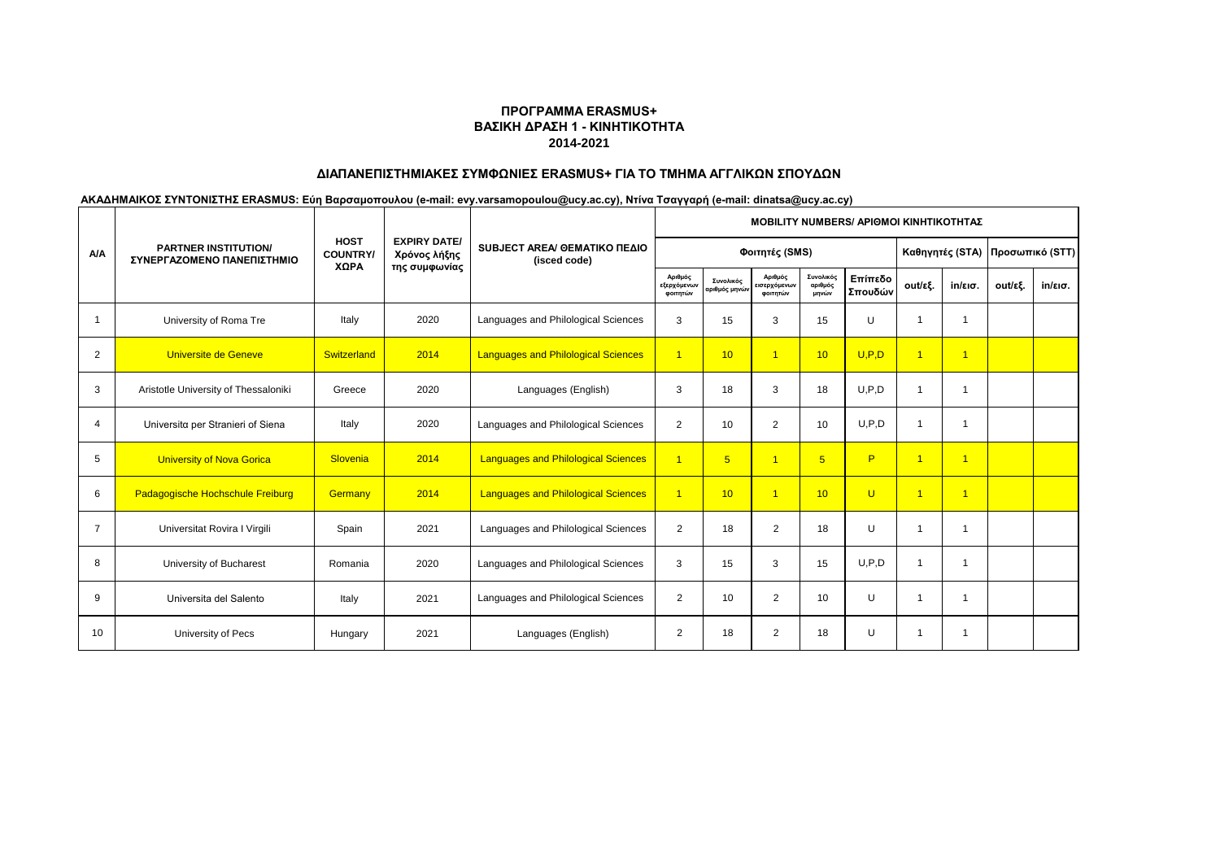# ΠΡΟΓΡΑΜΜΑ ERASMUS+
# ΒΑΣΙΚΗ ΔΡΑΣΗ 1 - ΚΙΝΗΤΙΚΟΤΗΤΑ
# 2014-2021

## ΔΙΑΠΑΝΕΠΙΣΤΗΜΙΑΚΕΣ ΣΥΜΦΩΝΙΕΣ ERASMUS+ ΓΙΑ ΤΟ ΤΜΗΜΑ ΑΓΓΛΙΚΩΝ ΣΠΟΥΔΩΝ

**ΑΚΑΔΗΜΑΙΚΟΣ ΣΥΝΤΟΝΙΣΤΗΣ ERASMUS: Εύη Βαρσαμοπουλου (e-mail: evy.varsamopoulou@ucy.ac.cy), Ντίνα Τσαγγαρή (e-mail: dinatsa@ucy.ac.cy)**

| A/A | PARTNER INSTITUTION/ ΣΥΝΕΡΓΑΖΟΜΕΝΟ ΠΑΝΕΠΙΣΤΗΜΙΟ | HOST COUNTRY/ ΧΩΡΑ | EXPIRY DATE/ Χρόνος λήξης της συμφωνίας | SUBJECT AREA/ ΘΕΜΑΤΙΚΟ ΠΕΔΙΟ (isced code) | MOBILITY NUMBERS/ ΑΡΙΘΜΟΙ ΚΙΝΗΤΙΚΟΤΗΤΑΣ | | | | | | | | |
|---|---|---|---|---|---|---|---|---|---|---|---|---|---|
| | | | | | Φοιτητές (SMS) | | | | | Καθηγητές (STA) | | Προσωπικό (STT) | |
| | | | | | Αριθμός εξερχόμενων φοιτητών | Συνολικός αριθμός μηνών | Αριθμός εισερχόμενων φοιτητών | Συνολικός αριθμός μηνών | Επίπεδο Σπουδών | out/εξ. | in/εισ. | out/εξ. | in/εισ. |
| 1 | University of Roma Tre | Italy | 2020 | Languages and Philological Sciences | 3 | 15 | 3 | 15 | U | 1 | 1 | | |
| 2 | Universite de Geneve | Switzerland | 2014 | Languages and Philological Sciences | 1 | 10 | 1 | 10 | U,P,D | 1 | 1 | | |
| 3 | Aristotle University of Thessaloniki | Greece | 2020 | Languages (English) | 3 | 18 | 3 | 18 | U,P,D | 1 | 1 | | |
| 4 | Universitα per Stranieri of Siena | Italy | 2020 | Languages and Philological Sciences | 2 | 10 | 2 | 10 | U,P,D | 1 | 1 | | |
| 5 | University of Nova Gorica | Slovenia | 2014 | Languages and Philological Sciences | 1 | 5 | 1 | 5 | P | 1 | 1 | | |
| 6 | Padagogische Hochschule Freiburg | Germany | 2014 | Languages and Philological Sciences | 1 | 10 | 1 | 10 | U | 1 | 1 | | |
| 7 | Universitat Rovira I Virgili | Spain | 2021 | Languages and Philological Sciences | 2 | 18 | 2 | 18 | U | 1 | 1 | | |
| 8 | University of Bucharest | Romania | 2020 | Languages and Philological Sciences | 3 | 15 | 3 | 15 | U,P,D | 1 | 1 | | |
| 9 | Universita del Salento | Italy | 2021 | Languages and Philological Sciences | 2 | 10 | 2 | 10 | U | 1 | 1 | | |
| 10 | University of Pecs | Hungary | 2021 | Languages (English) | 2 | 18 | 2 | 18 | U | 1 | 1 | | |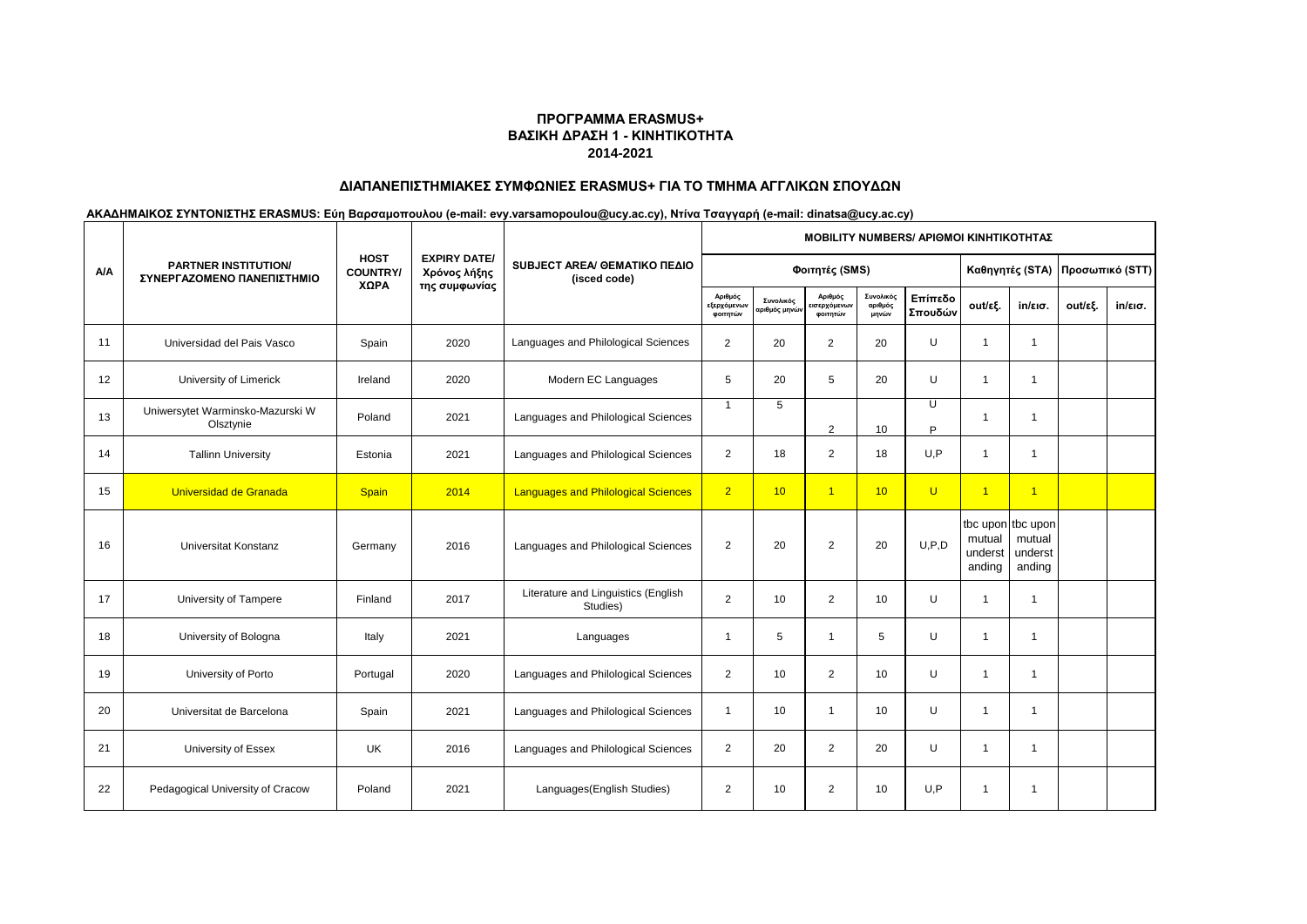# ΠΡΟΓΡΑΜΜΑ ERASMUS+
# ΒΑΣΙΚΗ ΔΡΑΣΗ 1 - ΚΙΝΗΤΙΚΟΤΗΤΑ
# 2014-2021

## ΔΙΑΠΑΝΕΠΙΣΤΗΜΙΑΚΕΣ ΣΥΜΦΩΝΙΕΣ ERASMUS+ ΓΙΑ ΤΟ ΤΜΗΜΑ ΑΓΓΛΙΚΩΝ ΣΠΟΥΔΩΝ

**ΑΚΑΔΗΜΑΙΚΟΣ ΣΥΝΤΟΝΙΣΤΗΣ ERASMUS: Εύη Βαρσαμοπουλου (e-mail: evy.varsamopoulou@ucy.ac.cy), Ντίνα Τσαγγαρή (e-mail: dinatsa@ucy.ac.cy)**

| A/A | PARTNER INSTITUTION/ ΣΥΝΕΡΓΑΖΟΜΕΝΟ ΠΑΝΕΠΙΣΤΗΜΙΟ | HOST COUNTRY/ ΧΩΡΑ | EXPIRY DATE/ Χρόνος λήξης της συμφωνίας | SUBJECT AREA/ ΘΕΜΑΤΙΚΟ ΠΕΔΙΟ (isced code) | MOBILITY NUMBERS/ ΑΡΙΘΜΟΙ ΚΙΝΗΤΙΚΟΤΗΤΑΣ | | | | | | | | |
|---|---|---|---|---|---|---|---|---|---|---|---|---|---|
| | | | | | Φοιτητές (SMS) | | | | | Καθηγητές (STA) | | Προσωπικό (STT) | |
| | | | | | Αριθμός εξερχόμενων φοιτητών | Συνολικός αριθμός μηνών | Αριθμός εισερχόμενων φοιτητών | Συνολικός αριθμός μηνών | Επίπεδο Σπουδών | out/εξ. | in/εισ. | out/εξ. | in/εισ. |
| 11 | Universidad del Pais Vasco | Spain | 2020 | Languages and Philological Sciences | 2 | 20 | 2 | 20 | U | 1 | 1 | | |
| 12 | University of Limerick | Ireland | 2020 | Modern EC Languages | 5 | 20 | 5 | 20 | U | 1 | 1 | | |
| 13 | Uniwersytet Warminsko-Mazurski W Olsztynie | Poland | 2021 | Languages and Philological Sciences | 1 | 5 | 2 | 10 | U P | 1 | 1 | | |
| 14 | Tallinn University | Estonia | 2021 | Languages and Philological Sciences | 2 | 18 | 2 | 18 | U,P | 1 | 1 | | |
| 15 | Universidad de Granada | Spain | 2014 | Languages and Philological Sciences | 2 | 10 | 1 | 10 | U | 1 | 1 | | |
| 16 | Universitat Konstanz | Germany | 2016 | Languages and Philological Sciences | 2 | 20 | 2 | 20 | U,P,D | tbc upon mutual understanding | tbc upon mutual understanding | | |
| 17 | University of Tampere | Finland | 2017 | Literature and Linguistics (English Studies) | 2 | 10 | 2 | 10 | U | 1 | 1 | | |
| 18 | University of Bologna | Italy | 2021 | Languages | 1 | 5 | 1 | 5 | U | 1 | 1 | | |
| 19 | University of Porto | Portugal | 2020 | Languages and Philological Sciences | 2 | 10 | 2 | 10 | U | 1 | 1 | | |
| 20 | Universitat de Barcelona | Spain | 2021 | Languages and Philological Sciences | 1 | 10 | 1 | 10 | U | 1 | 1 | | |
| 21 | University of Essex | UK | 2016 | Languages and Philological Sciences | 2 | 20 | 2 | 20 | U | 1 | 1 | | |
| 22 | Pedagogical University of Cracow | Poland | 2021 | Languages(English Studies) | 2 | 10 | 2 | 10 | U,P | 1 | 1 | | |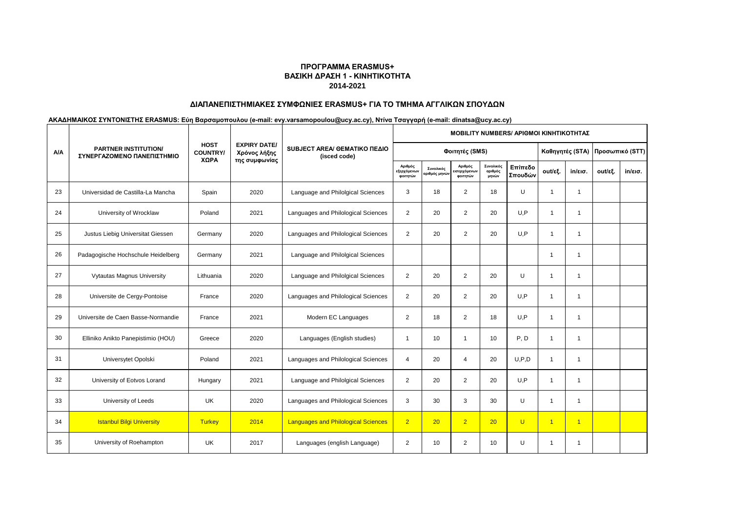**ΠΡΟΓΡΑΜΜΑ ERASMUS+**
**ΒΑΣΙΚΗ ΔΡΑΣΗ 1 - ΚΙΝΗΤΙΚΟΤΗΤΑ**
**2014-2021**

**ΔΙΑΠΑΝΕΠΙΣΤΗΜΙΑΚΕΣ ΣΥΜΦΩΝΙΕΣ ERASMUS+ ΓΙΑ ΤΟ ΤΜΗΜΑ ΑΓΓΛΙΚΩΝ ΣΠΟΥΔΩΝ**

**ΑΚΑΔΗΜΑΙΚΟΣ ΣΥΝΤΟΝΙΣΤΗΣ ERASMUS: Εύη Βαρσαμοπουλου (e-mail: evy.varsamopoulou@ucy.ac.cy), Ντίνα Τσαγγαρή (e-mail: dinatsa@ucy.ac.cy)**

| Α/Α | PARTNER INSTITUTION/ ΣΥΝΕΡΓΑΖΟΜΕΝΟ ΠΑΝΕΠΙΣΤΗΜΙΟ | HOST COUNTRY/ ΧΩΡΑ | EXPIRY DATE/ Χρόνος λήξης της συμφωνίας | SUBJECT AREA/ ΘΕΜΑΤΙΚΟ ΠΕΔΙΟ (isced code) | MOBILITY NUMBERS/ ΑΡΙΘΜΟΙ ΚΙΝΗΤΙΚΟΤΗΤΑΣ | | | | | | | | |
|---|---|---|---|---|---|---|---|---|---|---|---|---|---|
| | | | | | Φοιτητές (SMS) | | | | | Καθηγητές (STA) | | Προσωπικό (STT) | |
| | | | | | Αριθμός εξερχόμενων φοιτητών | Συνολικός αριθμός μηνών | Αριθμός εισερχόμενων φοιτητών | Συνολικός αριθμός μηνών | Επίπεδο Σπουδών | out/εξ. | in/εισ. | out/εξ. | in/εισ. |
| 23 | Universidad de Castilla-La Mancha | Spain | 2020 | Language and Philolgical Sciences | 3 | 18 | 2 | 18 | U | 1 | 1 | | |
| 24 | University of Wrocklaw | Poland | 2021 | Languages and Philological Sciences | 2 | 20 | 2 | 20 | U,P | 1 | 1 | | |
| 25 | Justus Liebig Universitat Giessen | Germany | 2020 | Languages and Philological Sciences | 2 | 20 | 2 | 20 | U,P | 1 | 1 | | |
| 26 | Padagogische Hochschule Heidelberg | Germany | 2021 | Language and Philolgical Sciences | | | | | | 1 | 1 | | |
| 27 | Vytautas Magnus University | Lithuania | 2020 | Language and Philolgical Sciences | 2 | 20 | 2 | 20 | U | 1 | 1 | | |
| 28 | Universite de Cergy-Pontoise | France | 2020 | Languages and Philological Sciences | 2 | 20 | 2 | 20 | U,P | 1 | 1 | | |
| 29 | Universite de Caen Basse-Normandie | France | 2021 | Modern EC Languages | 2 | 18 | 2 | 18 | U,P | 1 | 1 | | |
| 30 | Elliniko Anikto Panepistimio (HOU) | Greece | 2020 | Languages (English studies) | 1 | 10 | 1 | 10 | P, D | 1 | 1 | | |
| 31 | Universytet Opolski | Poland | 2021 | Languages and Philological Sciences | 4 | 20 | 4 | 20 | U,P,D | 1 | 1 | | |
| 32 | University of Eotvos Lorand | Hungary | 2021 | Language and Philolgical Sciences | 2 | 20 | 2 | 20 | U,P | 1 | 1 | | |
| 33 | University of Leeds | UK | 2020 | Languages and Philological Sciences | 3 | 30 | 3 | 30 | U | 1 | 1 | | |
| 34 | Istanbul Bilgi University | Turkey | 2014 | Languages and Philological Sciences | 2 | 20 | 2 | 20 | U | 1 | 1 | | |
| 35 | University of Roehampton | UK | 2017 | Languages (english Language) | 2 | 10 | 2 | 10 | U | 1 | 1 | | |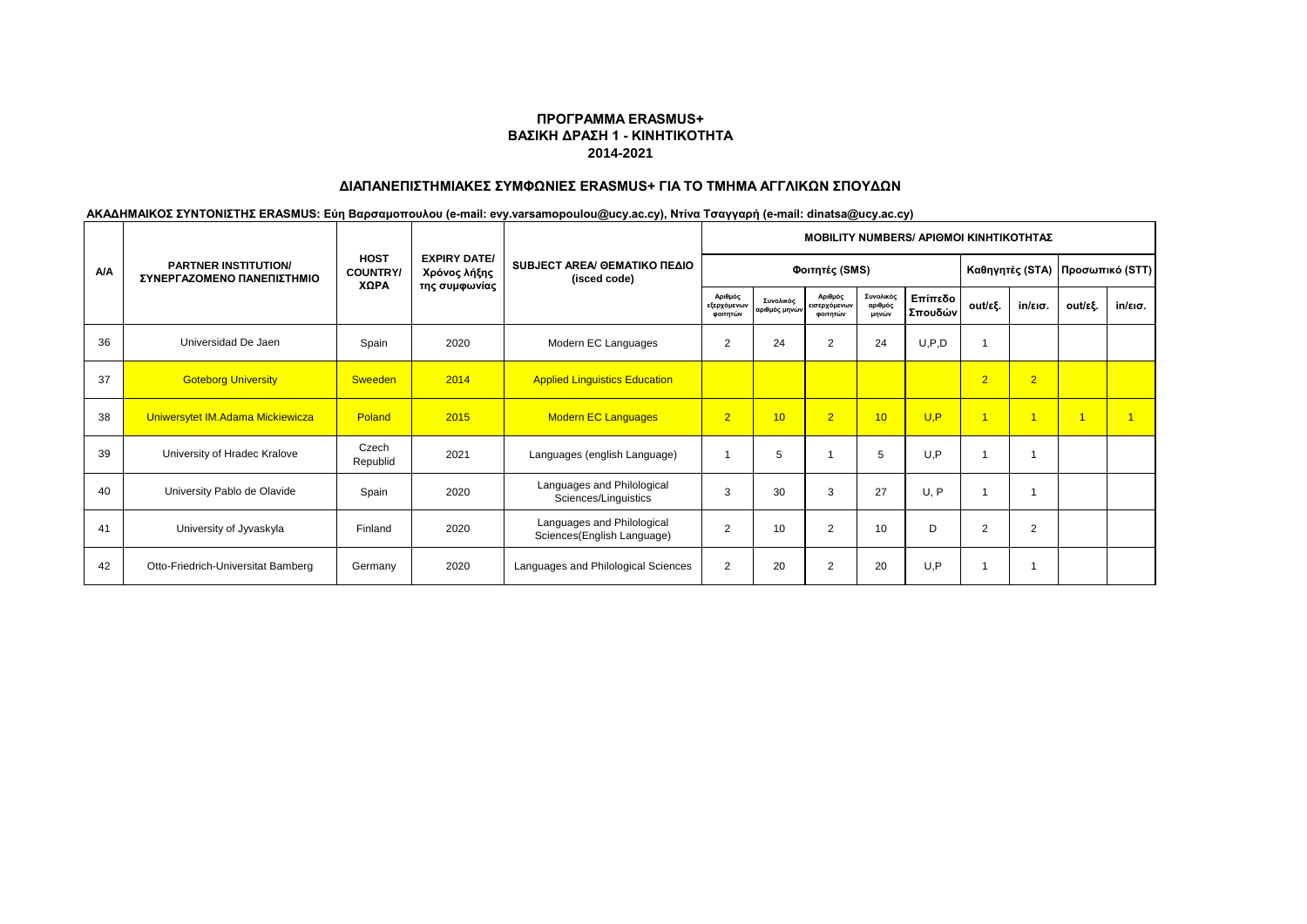## ΠΡΟΓΡΑΜΜΑ ERASMUS+
## ΒΑΣΙΚΗ ΔΡΑΣΗ 1 - ΚΙΝΗΤΙΚΟΤΗΤΑ
## 2014-2021

### ΔΙΑΠΑΝΕΠΙΣΤΗΜΙΑΚΕΣ ΣΥΜΦΩΝΙΕΣ ERASMUS+ ΓΙΑ ΤΟ ΤΜΗΜΑ ΑΓΓΛΙΚΩΝ ΣΠΟΥΔΩΝ

**ΑΚΑΔΗΜΑΙΚΟΣ ΣΥΝΤΟΝΙΣΤΗΣ ERASMUS: Εύη Βαρσαμοπουλου (e-mail: evy.varsamopoulou@ucy.ac.cy), Ντίνα Τσαγγαρή (e-mail: dinatsa@ucy.ac.cy)**

| Α/Α | PARTNER INSTITUTION/ ΣΥΝΕΡΓΑΖΟΜΕΝΟ ΠΑΝΕΠΙΣΤΗΜΙΟ | HOST COUNTRY/ ΧΩΡΑ | EXPIRY DATE/ Χρόνος λήξης της συμφωνίας | SUBJECT AREA/ ΘΕΜΑΤΙΚΟ ΠΕΔΙΟ (isced code) | MOBILITY NUMBERS/ ΑΡΙΘΜΟΙ ΚΙΝΗΤΙΚΟΤΗΤΑΣ | | | | | | | | |
|---|---|---|---|---|---|---|---|---|---|---|---|---|---|
| | | | | | Φοιτητές (SMS) | | | | | Καθηγητές (STA) | | Προσωπικό (STT) | |
| | | | | | Αριθμός εξερχόμενων φοιτητών | Συνολικός αριθμός μηνών | Αριθμός εισερχόμενων φοιτητών | Συνολικός αριθμός μηνών | Επίπεδο Σπουδών | out/εξ. | in/εισ. | out/εξ. | in/εισ. |
| 36 | Universidad De Jaen | Spain | 2020 | Modern EC Languages | 2 | 24 | 2 | 24 | U,P,D | 1 | | | |
| 37 | Goteborg University | Sweeden | 2014 | Applied Linguistics Education | | | | | | 2 | 2 | | |
| 38 | Uniwersytet IM.Adama Mickiewicza | Poland | 2015 | Modern EC Languages | 2 | 10 | 2 | 10 | U,P | 1 | 1 | 1 | 1 |
| 39 | University of Hradec Kralove | Czech Republid | 2021 | Languages (english Language) | 1 | 5 | 1 | 5 | U,P | 1 | 1 | | |
| 40 | University Pablo de Olavide | Spain | 2020 | Languages and Philological Sciences/Linguistics | 3 | 30 | 3 | 27 | U, P | 1 | 1 | | |
| 41 | University of Jyvaskyla | Finland | 2020 | Languages and Philological Sciences(English Language) | 2 | 10 | 2 | 10 | D | 2 | 2 | | |
| 42 | Otto-Friedrich-Universitat Bamberg | Germany | 2020 | Languages and Philological Sciences | 2 | 20 | 2 | 20 | U,P | 1 | 1 | | |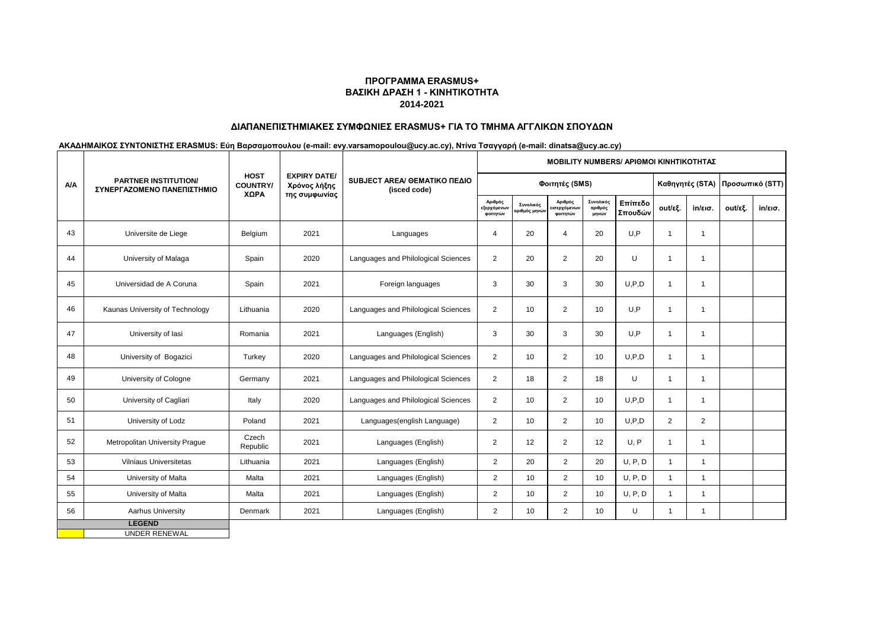**ΠΡΟΓΡΑΜΜΑ ERASMUS+**
**ΒΑΣΙΚΗ ΔΡΑΣΗ 1 - ΚΙΝΗΤΙΚΟΤΗΤΑ**
**2014-2021**

**ΔΙΑΠΑΝΕΠΙΣΤΗΜΙΑΚΕΣ ΣΥΜΦΩΝΙΕΣ ERASMUS+ ΓΙΑ ΤΟ ΤΜΗΜΑ ΑΓΓΛΙΚΩΝ ΣΠΟΥΔΩΝ**

**ΑΚΑΔΗΜΑΙΚΟΣ ΣΥΝΤΟΝΙΣΤΗΣ ERASMUS: Εύη Βαρσαμοπουλου (e-mail: evy.varsamopoulou@ucy.ac.cy), Ντίνα Τσαγγαρή (e-mail: dinatsa@ucy.ac.cy)**

| A/A | PARTNER INSTITUTION/ ΣΥΝΕΡΓΑΖΟΜΕΝΟ ΠΑΝΕΠΙΣΤΗΜΙΟ | HOST COUNTRY/ ΧΩΡΑ | EXPIRY DATE/ Χρόνος λήξης της συμφωνίας | SUBJECT AREA/ ΘΕΜΑΤΙΚΟ ΠΕΔΙΟ (isced code) | MOBILITY NUMBERS/ ΑΡΙΘΜΟΙ ΚΙΝΗΤΙΚΟΤΗΤΑΣ | | | | | | | | | |
|---|---|---|---|---|---|---|---|---|---|---|---|---|---|
| | | | | | Φοιτητές (SMS) | | | | | Καθηγητές (STA) | | Προσωπικό (STT) | |
| | | | | | Αριθμός εξερχόμενων φοιτητών | Συνολικός αριθμός μηνών | Αριθμός εισερχόμενων φοιτητών | Συνολικός αριθμός μηνών | Επίπεδο Σπουδών | out/εξ. | in/εισ. | out/εξ. | in/εισ. |
| 43 | Universite de Liege | Belgium | 2021 | Languages | 4 | 20 | 4 | 20 | U,P | 1 | 1 | | |
| 44 | University of Malaga | Spain | 2020 | Languages and Philological Sciences | 2 | 20 | 2 | 20 | U | 1 | 1 | | |
| 45 | Universidad de A Coruna | Spain | 2021 | Foreign languages | 3 | 30 | 3 | 30 | U,P,D | 1 | 1 | | |
| 46 | Kaunas University of Technology | Lithuania | 2020 | Languages and Philological Sciences | 2 | 10 | 2 | 10 | U,P | 1 | 1 | | |
| 47 | University of Iasi | Romania | 2021 | Languages (English) | 3 | 30 | 3 | 30 | U,P | 1 | 1 | | |
| 48 | University of Bogazici | Turkey | 2020 | Languages and Philological Sciences | 2 | 10 | 2 | 10 | U,P,D | 1 | 1 | | |
| 49 | University of Cologne | Germany | 2021 | Languages and Philological Sciences | 2 | 18 | 2 | 18 | U | 1 | 1 | | |
| 50 | University of Cagliari | Italy | 2020 | Languages and Philological Sciences | 2 | 10 | 2 | 10 | U,P,D | 1 | 1 | | |
| 51 | University of Lodz | Poland | 2021 | Languages(english Language) | 2 | 10 | 2 | 10 | U,P,D | 2 | 2 | | |
| 52 | Metropolitan University Prague | Czech Republic | 2021 | Languages (English) | 2 | 12 | 2 | 12 | U, P | 1 | 1 | | |
| 53 | Vilniaus Universitetas | Lithuania | 2021 | Languages (English) | 2 | 20 | 2 | 20 | U, P, D | 1 | 1 | | |
| 54 | University of Malta | Malta | 2021 | Languages (English) | 2 | 10 | 2 | 10 | U, P, D | 1 | 1 | | |
| 55 | University of Malta | Malta | 2021 | Languages (English) | 2 | 10 | 2 | 10 | U, P, D | 1 | 1 | | |
| 56 | Aarhus University | Denmark | 2021 | Languages (English) | 2 | 10 | 2 | 10 | U | 1 | 1 | | |

**LEGEND**

UNDER RENEWAL